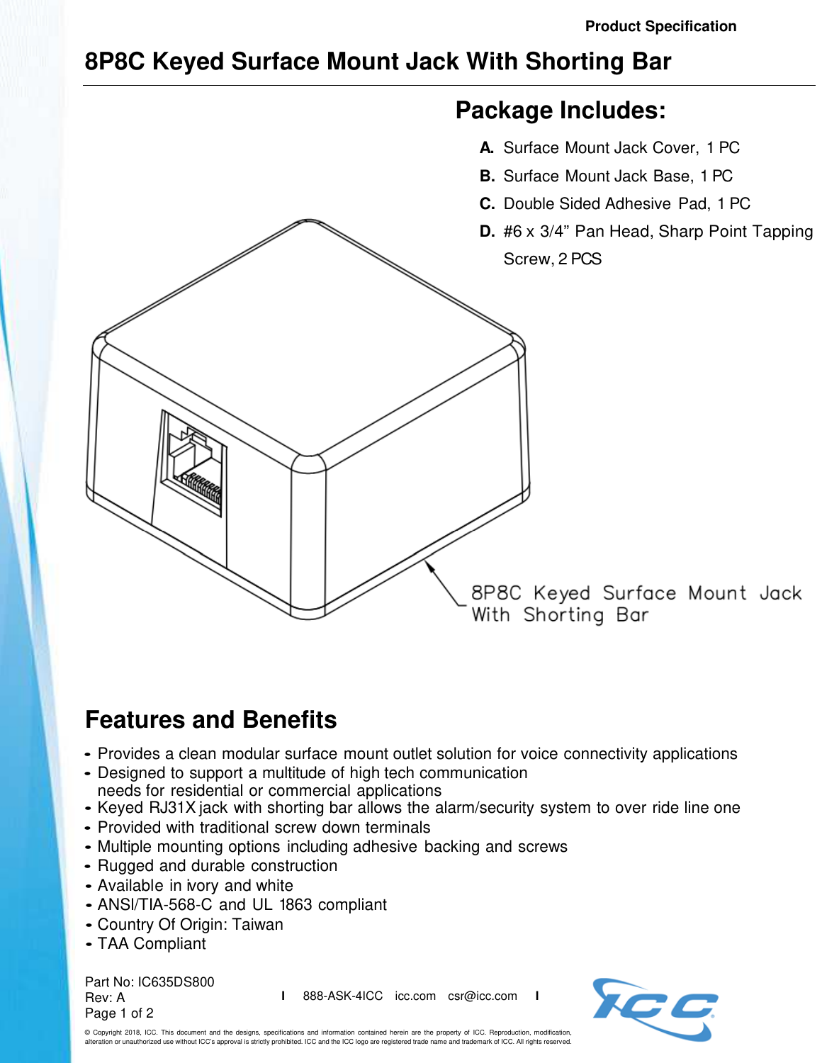# 8P8C Keyed Surface Mount Jack With Shorting Bar

## Package Includes:

**A.** Surface Mount Jack Cover, 1 PC

**B.** Surface Mount Jack Base, 1 PC

**C.** Double Sided Adhesive Pad, 1 PC

**D.** #6 x 3/4" Pan Head, Sharp Point Tapping Screw, 2 PCS

8P8C Keyed Surface Mount Jack With Shorting Bar

## Features and Benefits

- Provides a clean modular surface mount outlet solution for voice connectivity applications
- Designed to support a multitude of high tech communication needs for residential or commercial applications
- Keyed RJ31X jack with shorting bar allows the alarm/security system to over ride line one
- Provided with traditional screw down terminals
- Multiple mounting options including adhesive backing and screws
- Rugged and durable construction
- Available in ivory and white
- ANSI/TIA-568-C and UL 1863 compliant
- Country Of Origin: Taiwan
- TAA Compliant

Part No: IC635DS800
Rev: A

888-ASK-4ICC icc.com csr@icc.com

© Copyright 2018, ICC. This document and the designs, specifications and information contained herein are the property of ICC. Reproduction, modification, alteration or unauthorized use without ICC's approval is strictly prohibited. ICC and the ICC logo are registered trade name and trademark of ICC. All rights reserved.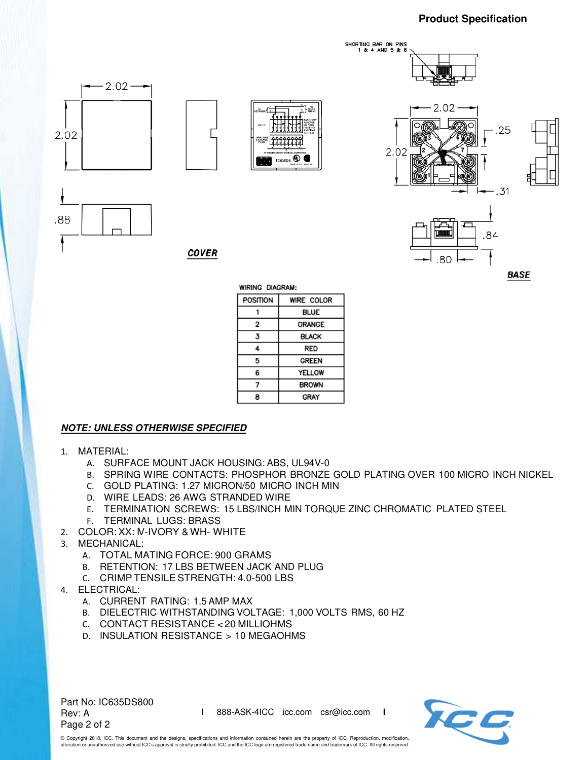**Product Specification**

SHORTING BAR ON PINS 1 & 4 AND 5 & 8

2.02

2.02

.88

2.02

2.02

.25

.31

.84

.80

COVER

BASE

WIRING DIAGRAM:

| POSITION | WIRE COLOR |
|---|---|
| 1 | BLUE |
| 2 | ORANGE |
| 3 | BLACK |
| 4 | RED |
| 5 | GREEN |
| 6 | YELLOW |
| 7 | BROWN |
| 8 | GRAY |

***NOTE: UNLESS OTHERWISE SPECIFIED***

1. MATERIAL:
   - A. SURFACE MOUNT JACK HOUSING: ABS, UL94V-0
   - B. SPRING WIRE CONTACTS: PHOSPHOR BRONZE GOLD PLATING OVER 100 MICRO INCH NICKEL
   - C. GOLD PLATING: 1.27 MICRON/50 MICRO INCH MIN
   - D. WIRE LEADS: 26 AWG STRANDED WIRE
   - E. TERMINATION SCREWS: 15 LBS/INCH MIN TORQUE ZINC CHROMATIC PLATED STEEL
   - F. TERMINAL LUGS: BRASS
2. COLOR: XX: IV-IVORY & WH- WHITE
3. MECHANICAL:
   - A. TOTAL MATING FORCE: 900 GRAMS
   - B. RETENTION: 17 LBS BETWEEN JACK AND PLUG
   - C. CRIMP TENSILE STRENGTH: 4.0-500 LBS
4. ELECTRICAL:
   - A. CURRENT RATING: 1.5 AMP MAX
   - B. DIELECTRIC WITHSTANDING VOLTAGE: 1,000 VOLTS RMS, 60 HZ
   - C. CONTACT RESISTANCE < 20 MILLIOHMS
   - D. INSULATION RESISTANCE > 10 MEGAOHMS

Part No: IC635DS800
Rev: A

888-ASK-4ICC icc.com csr@icc.com

© Copyright 2018, ICC. This document and the designs, specifications and information contained herein are the property of ICC. Reproduction, modification, alteration or unauthorized use without ICC's approval is strictly prohibited. ICC and the ICC logo are registered trade name and trademark of ICC. All rights reserved.